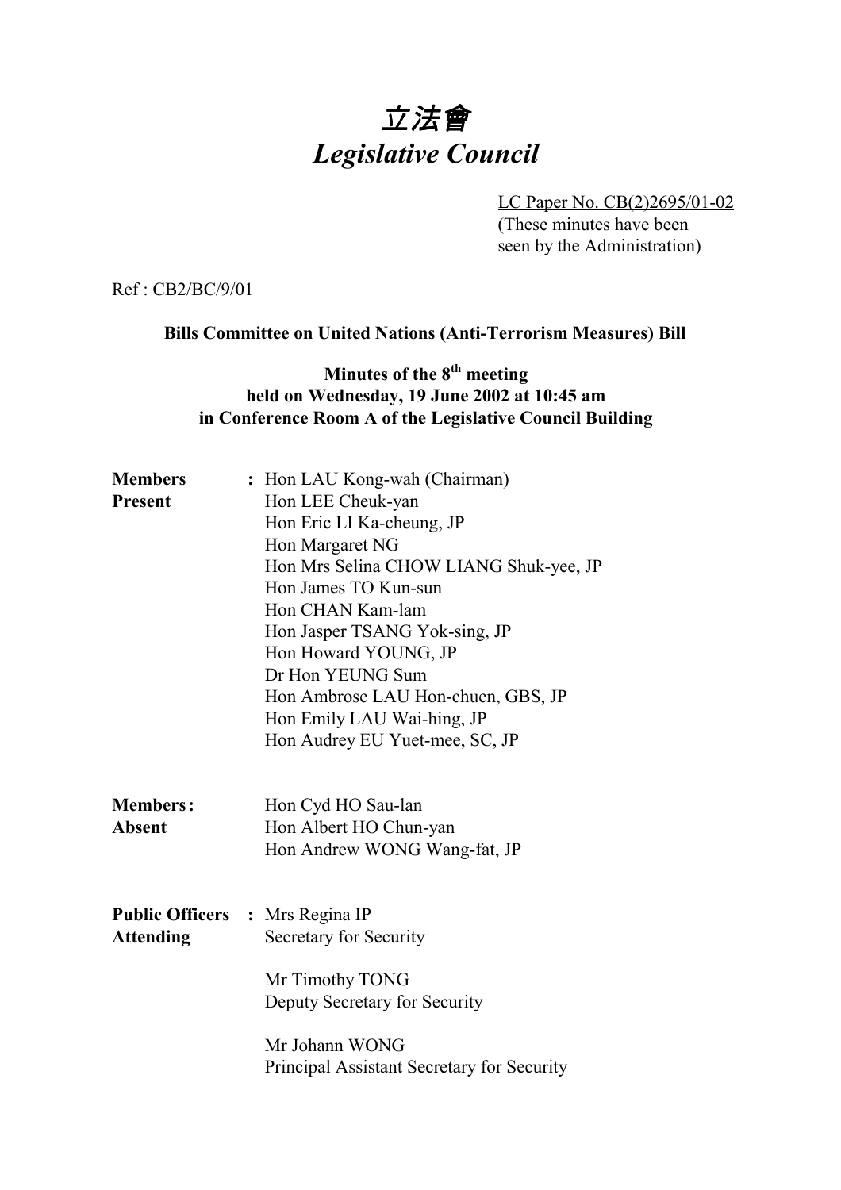# *立法會*
# *Legislative Council*

LC Paper No. CB(2)2695/01-02
(These minutes have been seen by the Administration)

Ref : CB2/BC/9/01

**Bills Committee on United Nations (Anti-Terrorism Measures) Bill**

**Minutes of the 8th meeting held on Wednesday, 19 June 2002 at 10:45 am in Conference Room A of the Legislative Council Building**

**Members Present** :
- Hon LAU Kong-wah (Chairman)
- Hon LEE Cheuk-yan
- Hon Eric LI Ka-cheung, JP
- Hon Margaret NG
- Hon Mrs Selina CHOW LIANG Shuk-yee, JP
- Hon James TO Kun-sun
- Hon CHAN Kam-lam
- Hon Jasper TSANG Yok-sing, JP
- Hon Howard YOUNG, JP
- Dr Hon YEUNG Sum
- Hon Ambrose LAU Hon-chuen, GBS, JP
- Hon Emily LAU Wai-hing, JP
- Hon Audrey EU Yuet-mee, SC, JP

**Members Absent** :
- Hon Cyd HO Sau-lan
- Hon Albert HO Chun-yan
- Hon Andrew WONG Wang-fat, JP

**Public Officers Attending** :

Mrs Regina IP
Secretary for Security

Mr Timothy TONG
Deputy Secretary for Security

Mr Johann WONG
Principal Assistant Secretary for Security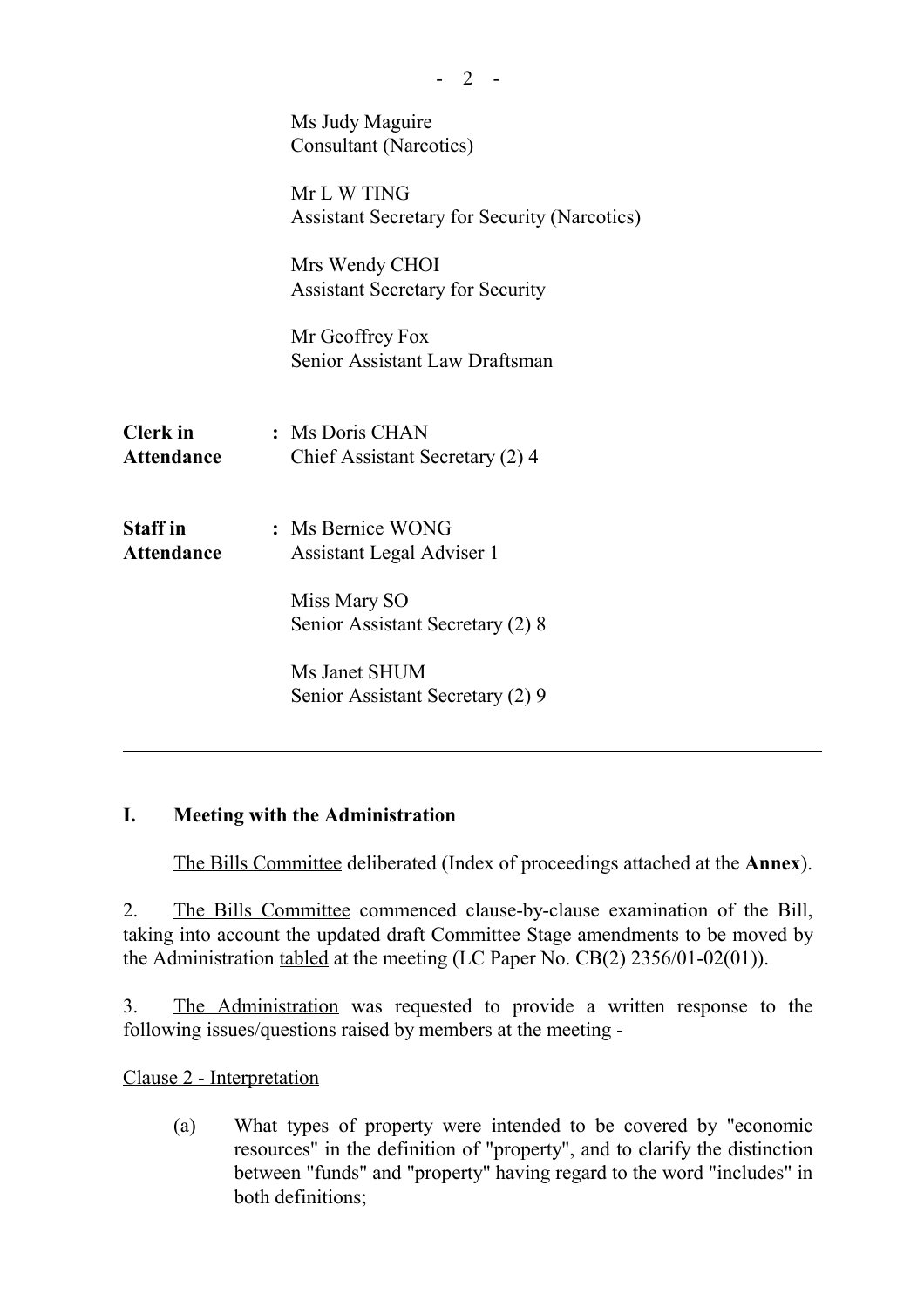Ms Judy Maguire
Consultant (Narcotics)

Mr L W TING
Assistant Secretary for Security (Narcotics)

Mrs Wendy CHOI
Assistant Secretary for Security

Mr Geoffrey Fox
Senior Assistant Law Draftsman

**Clerk in Attendance** : Ms Doris CHAN
Chief Assistant Secretary (2) 4

**Staff in Attendance** : Ms Bernice WONG
Assistant Legal Adviser 1

Miss Mary SO
Senior Assistant Secretary (2) 8

Ms Janet SHUM
Senior Assistant Secretary (2) 9

---

**I. Meeting with the Administration**

The Bills Committee deliberated (Index of proceedings attached at the **Annex**).

2. The Bills Committee commenced clause-by-clause examination of the Bill, taking into account the updated draft Committee Stage amendments to be moved by the Administration tabled at the meeting (LC Paper No. CB(2) 2356/01-02(01)).

3. The Administration was requested to provide a written response to the following issues/questions raised by members at the meeting -

Clause 2 - Interpretation

(a) What types of property were intended to be covered by "economic resources" in the definition of "property", and to clarify the distinction between "funds" and "property" having regard to the word "includes" in both definitions;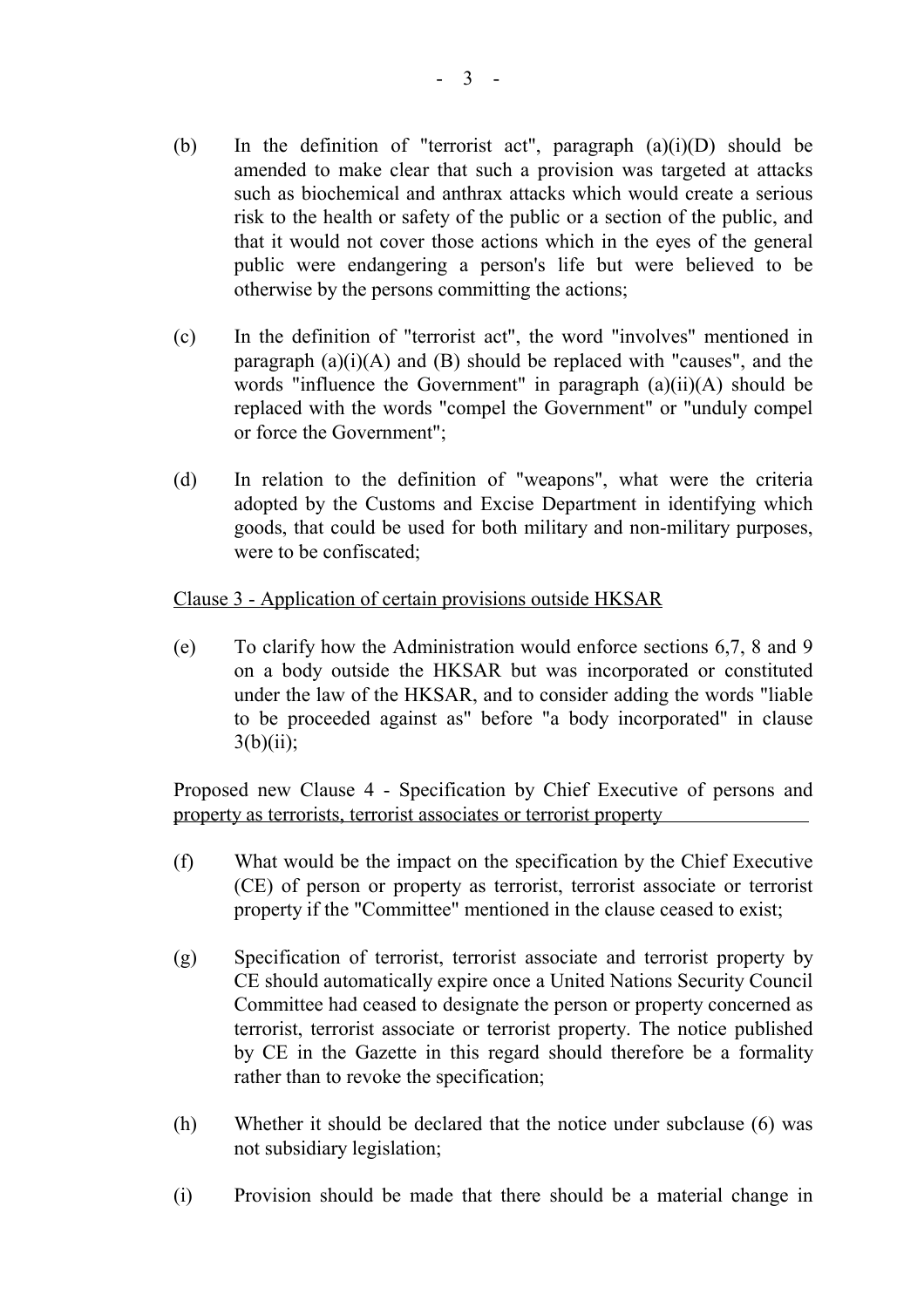(b) In the definition of "terrorist act", paragraph (a)(i)(D) should be amended to make clear that such a provision was targeted at attacks such as biochemical and anthrax attacks which would create a serious risk to the health or safety of the public or a section of the public, and that it would not cover those actions which in the eyes of the general public were endangering a person's life but were believed to be otherwise by the persons committing the actions;

(c) In the definition of "terrorist act", the word "involves" mentioned in paragraph (a)(i)(A) and (B) should be replaced with "causes", and the words "influence the Government" in paragraph (a)(ii)(A) should be replaced with the words "compel the Government" or "unduly compel or force the Government";

(d) In relation to the definition of "weapons", what were the criteria adopted by the Customs and Excise Department in identifying which goods, that could be used for both military and non-military purposes, were to be confiscated;

<u>Clause 3 - Application of certain provisions outside HKSAR</u>

(e) To clarify how the Administration would enforce sections 6,7, 8 and 9 on a body outside the HKSAR but was incorporated or constituted under the law of the HKSAR, and to consider adding the words "liable to be proceeded against as" before "a body incorporated" in clause 3(b)(ii);

<u>Proposed new Clause 4 - Specification by Chief Executive of persons and property as terrorists, terrorist associates or terrorist property</u>

(f) What would be the impact on the specification by the Chief Executive (CE) of person or property as terrorist, terrorist associate or terrorist property if the "Committee" mentioned in the clause ceased to exist;

(g) Specification of terrorist, terrorist associate and terrorist property by CE should automatically expire once a United Nations Security Council Committee had ceased to designate the person or property concerned as terrorist, terrorist associate or terrorist property. The notice published by CE in the Gazette in this regard should therefore be a formality rather than to revoke the specification;

(h) Whether it should be declared that the notice under subclause (6) was not subsidiary legislation;

(i) Provision should be made that there should be a material change in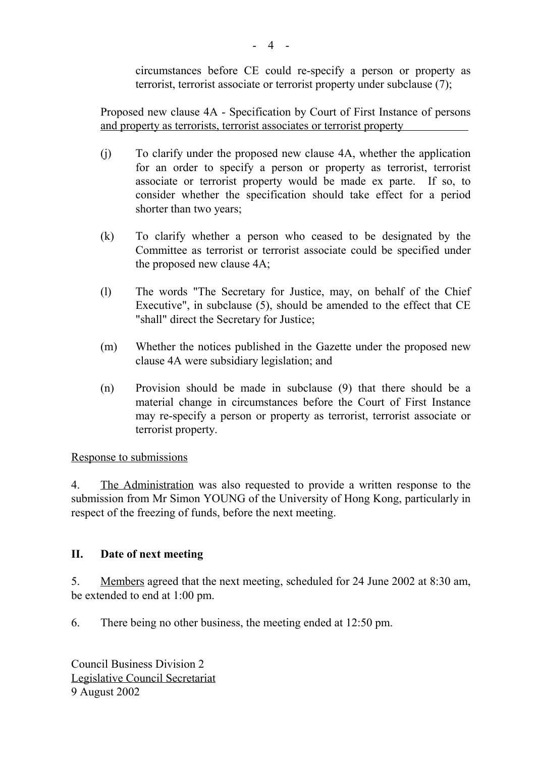circumstances before CE could re-specify a person or property as terrorist, terrorist associate or terrorist property under subclause (7);

Proposed new clause 4A - Specification by Court of First Instance of persons and property as terrorists, terrorist associates or terrorist property

(j) To clarify under the proposed new clause 4A, whether the application for an order to specify a person or property as terrorist, terrorist associate or terrorist property would be made ex parte. If so, to consider whether the specification should take effect for a period shorter than two years;

(k) To clarify whether a person who ceased to be designated by the Committee as terrorist or terrorist associate could be specified under the proposed new clause 4A;

(l) The words "The Secretary for Justice, may, on behalf of the Chief Executive", in subclause (5), should be amended to the effect that CE "shall" direct the Secretary for Justice;

(m) Whether the notices published in the Gazette under the proposed new clause 4A were subsidiary legislation; and

(n) Provision should be made in subclause (9) that there should be a material change in circumstances before the Court of First Instance may re-specify a person or property as terrorist, terrorist associate or terrorist property.

Response to submissions

4. The Administration was also requested to provide a written response to the submission from Mr Simon YOUNG of the University of Hong Kong, particularly in respect of the freezing of funds, before the next meeting.

## II. Date of next meeting

5. Members agreed that the next meeting, scheduled for 24 June 2002 at 8:30 am, be extended to end at 1:00 pm.

6. There being no other business, the meeting ended at 12:50 pm.

Council Business Division 2
Legislative Council Secretariat
9 August 2002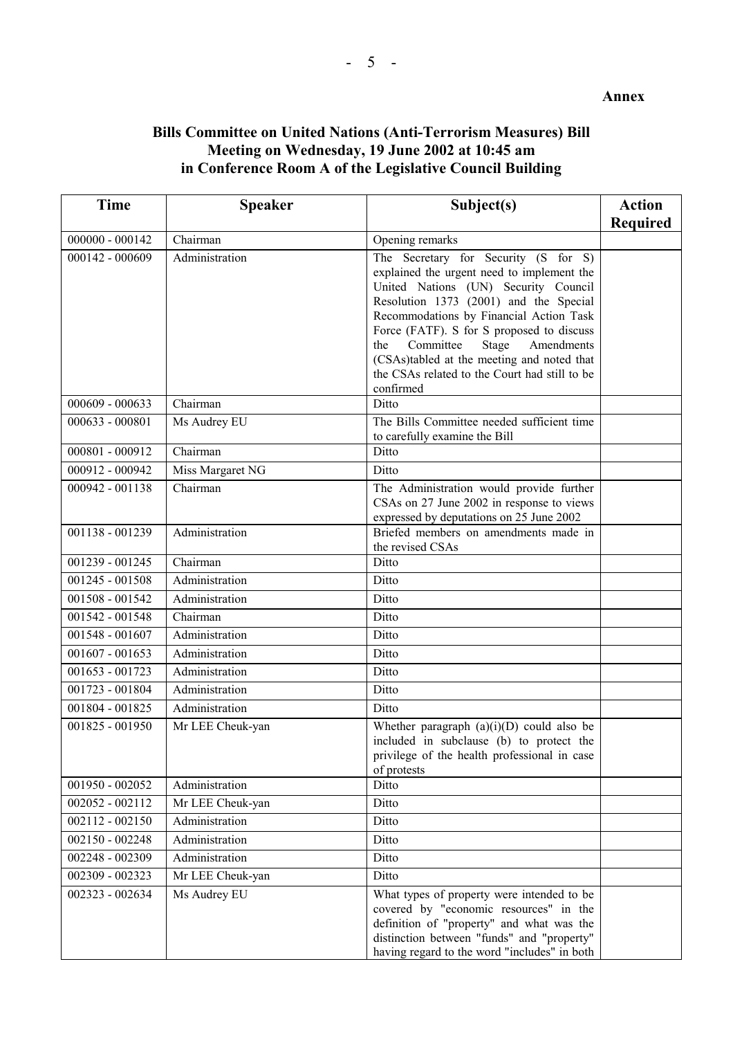**Annex**

**Bills Committee on United Nations (Anti-Terrorism Measures) Bill**
**Meeting on Wednesday, 19 June 2002 at 10:45 am**
**in Conference Room A of the Legislative Council Building**

| Time | Speaker | Subject(s) | Action Required |
|---|---|---|---|
| 000000 - 000142 | Chairman | Opening remarks | |
| 000142 - 000609 | Administration | The Secretary for Security (S for S) explained the urgent need to implement the United Nations (UN) Security Council Resolution 1373 (2001) and the Special Recommodations by Financial Action Task Force (FATF). S for S proposed to discuss the Committee Stage Amendments (CSAs)tabled at the meeting and noted that the CSAs related to the Court had still to be confirmed | |
| 000609 - 000633 | Chairman | Ditto | |
| 000633 - 000801 | Ms Audrey EU | The Bills Committee needed sufficient time to carefully examine the Bill | |
| 000801 - 000912 | Chairman | Ditto | |
| 000912 - 000942 | Miss Margaret NG | Ditto | |
| 000942 - 001138 | Chairman | The Administration would provide further CSAs on 27 June 2002 in response to views expressed by deputations on 25 June 2002 | |
| 001138 - 001239 | Administration | Briefed members on amendments made in the revised CSAs | |
| 001239 - 001245 | Chairman | Ditto | |
| 001245 - 001508 | Administration | Ditto | |
| 001508 - 001542 | Administration | Ditto | |
| 001542 - 001548 | Chairman | Ditto | |
| 001548 - 001607 | Administration | Ditto | |
| 001607 - 001653 | Administration | Ditto | |
| 001653 - 001723 | Administration | Ditto | |
| 001723 - 001804 | Administration | Ditto | |
| 001804 - 001825 | Administration | Ditto | |
| 001825 - 001950 | Mr LEE Cheuk-yan | Whether paragraph (a)(i)(D) could also be included in subclause (b) to protect the privilege of the health professional in case of protests | |
| 001950 - 002052 | Administration | Ditto | |
| 002052 - 002112 | Mr LEE Cheuk-yan | Ditto | |
| 002112 - 002150 | Administration | Ditto | |
| 002150 - 002248 | Administration | Ditto | |
| 002248 - 002309 | Administration | Ditto | |
| 002309 - 002323 | Mr LEE Cheuk-yan | Ditto | |
| 002323 - 002634 | Ms Audrey EU | What types of property were intended to be covered by "economic resources" in the definition of "property" and what was the distinction between "funds" and "property" having regard to the word "includes" in both | |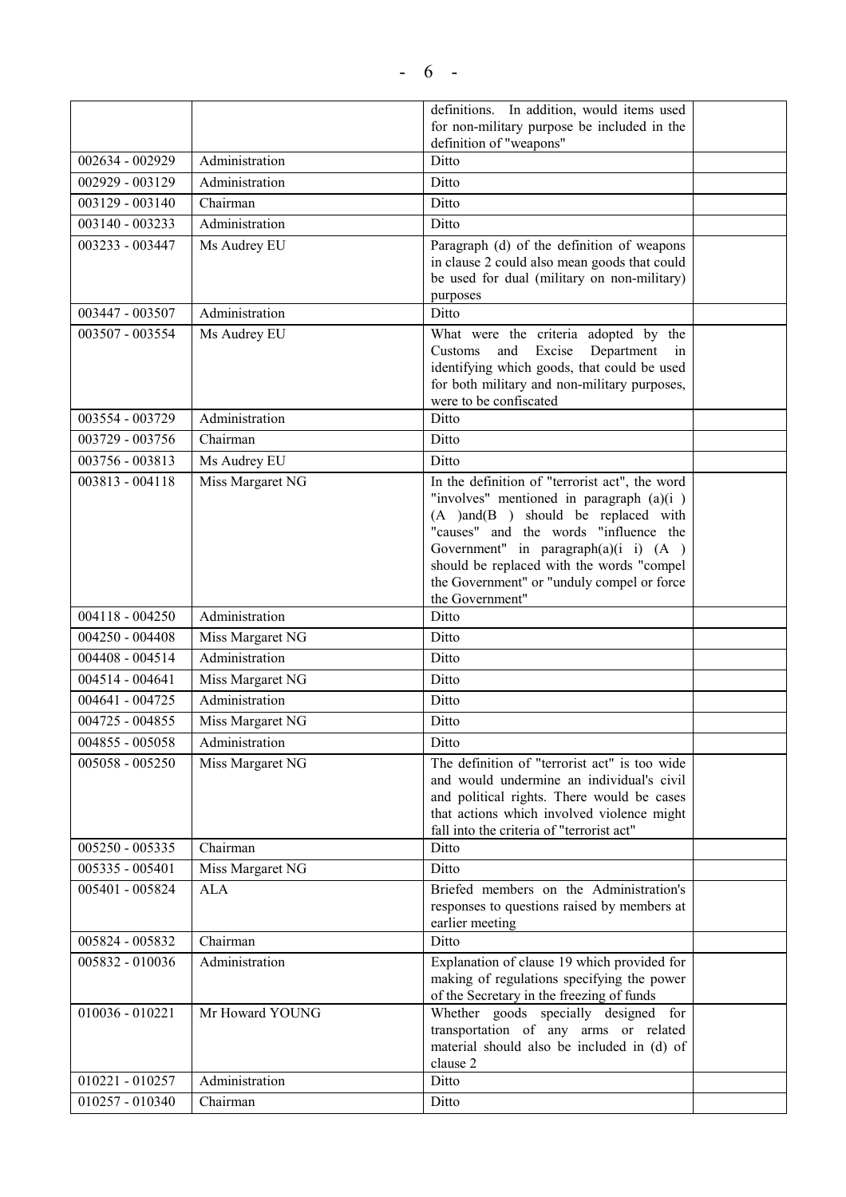| | | | |
|---|---|---|---|
| | | definitions. In addition, would items used for non-military purpose be included in the definition of "weapons" | |
| 002634 - 002929 | Administration | Ditto | |
| 002929 - 003129 | Administration | Ditto | |
| 003129 - 003140 | Chairman | Ditto | |
| 003140 - 003233 | Administration | Ditto | |
| 003233 - 003447 | Ms Audrey EU | Paragraph (d) of the definition of weapons in clause 2 could also mean goods that could be used for dual (military on non-military) purposes | |
| 003447 - 003507 | Administration | Ditto | |
| 003507 - 003554 | Ms Audrey EU | What were the criteria adopted by the Customs and Excise Department in identifying which goods, that could be used for both military and non-military purposes, were to be confiscated | |
| 003554 - 003729 | Administration | Ditto | |
| 003729 - 003756 | Chairman | Ditto | |
| 003756 - 003813 | Ms Audrey EU | Ditto | |
| 003813 - 004118 | Miss Margaret NG | In the definition of "terrorist act", the word "involves" mentioned in paragraph (a)(i ) (A )and(B ) should be replaced with "causes" and the words "influence the Government" in paragraph(a)(i i) (A ) should be replaced with the words "compel the Government" or "unduly compel or force the Government" | |
| 004118 - 004250 | Administration | Ditto | |
| 004250 - 004408 | Miss Margaret NG | Ditto | |
| 004408 - 004514 | Administration | Ditto | |
| 004514 - 004641 | Miss Margaret NG | Ditto | |
| 004641 - 004725 | Administration | Ditto | |
| 004725 - 004855 | Miss Margaret NG | Ditto | |
| 004855 - 005058 | Administration | Ditto | |
| 005058 - 005250 | Miss Margaret NG | The definition of "terrorist act" is too wide and would undermine an individual's civil and political rights. There would be cases that actions which involved violence might fall into the criteria of "terrorist act" | |
| 005250 - 005335 | Chairman | Ditto | |
| 005335 - 005401 | Miss Margaret NG | Ditto | |
| 005401 - 005824 | ALA | Briefed members on the Administration's responses to questions raised by members at earlier meeting | |
| 005824 - 005832 | Chairman | Ditto | |
| 005832 - 010036 | Administration | Explanation of clause 19 which provided for making of regulations specifying the power of the Secretary in the freezing of funds | |
| 010036 - 010221 | Mr Howard YOUNG | Whether goods specially designed for transportation of any arms or related material should also be included in (d) of clause 2 | |
| 010221 - 010257 | Administration | Ditto | |
| 010257 - 010340 | Chairman | Ditto | |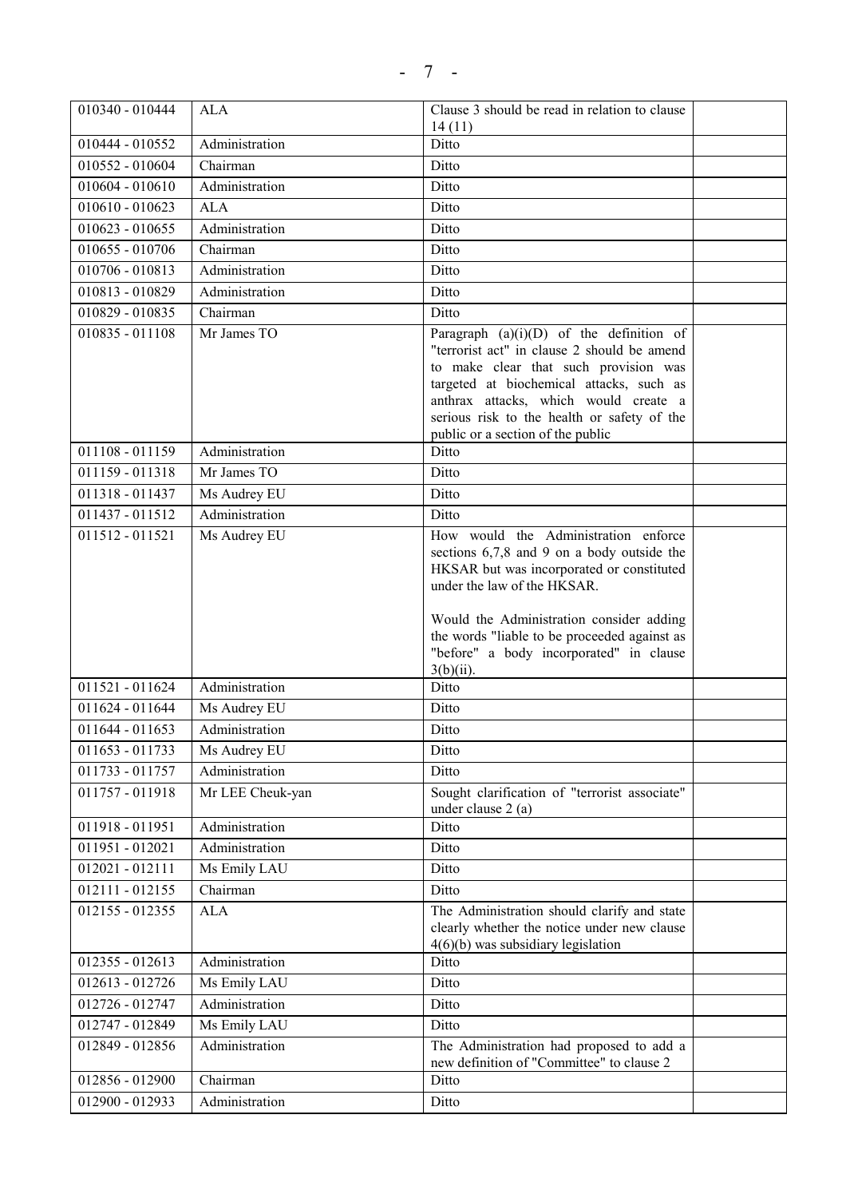| | | | |
|---|---|---|---|
| 010340 - 010444 | ALA | Clause 3 should be read in relation to clause 14 (11) | |
| 010444 - 010552 | Administration | Ditto | |
| 010552 - 010604 | Chairman | Ditto | |
| 010604 - 010610 | Administration | Ditto | |
| 010610 - 010623 | ALA | Ditto | |
| 010623 - 010655 | Administration | Ditto | |
| 010655 - 010706 | Chairman | Ditto | |
| 010706 - 010813 | Administration | Ditto | |
| 010813 - 010829 | Administration | Ditto | |
| 010829 - 010835 | Chairman | Ditto | |
| 010835 - 011108 | Mr James TO | Paragraph (a)(i)(D) of the definition of "terrorist act" in clause 2 should be amend to make clear that such provision was targeted at biochemical attacks, such as anthrax attacks, which would create a serious risk to the health or safety of the public or a section of the public | |
| 011108 - 011159 | Administration | Ditto | |
| 011159 - 011318 | Mr James TO | Ditto | |
| 011318 - 011437 | Ms Audrey EU | Ditto | |
| 011437 - 011512 | Administration | Ditto | |
| 011512 - 011521 | Ms Audrey EU | How would the Administration enforce sections 6,7,8 and 9 on a body outside the HKSAR but was incorporated or constituted under the law of the HKSAR.<br><br>Would the Administration consider adding the words "liable to be proceeded against as "before" a body incorporated" in clause 3(b)(ii). | |
| 011521 - 011624 | Administration | Ditto | |
| 011624 - 011644 | Ms Audrey EU | Ditto | |
| 011644 - 011653 | Administration | Ditto | |
| 011653 - 011733 | Ms Audrey EU | Ditto | |
| 011733 - 011757 | Administration | Ditto | |
| 011757 - 011918 | Mr LEE Cheuk-yan | Sought clarification of "terrorist associate" under clause 2 (a) | |
| 011918 - 011951 | Administration | Ditto | |
| 011951 - 012021 | Administration | Ditto | |
| 012021 - 012111 | Ms Emily LAU | Ditto | |
| 012111 - 012155 | Chairman | Ditto | |
| 012155 - 012355 | ALA | The Administration should clarify and state clearly whether the notice under new clause 4(6)(b) was subsidiary legislation | |
| 012355 - 012613 | Administration | Ditto | |
| 012613 - 012726 | Ms Emily LAU | Ditto | |
| 012726 - 012747 | Administration | Ditto | |
| 012747 - 012849 | Ms Emily LAU | Ditto | |
| 012849 - 012856 | Administration | The Administration had proposed to add a new definition of "Committee" to clause 2 | |
| 012856 - 012900 | Chairman | Ditto | |
| 012900 - 012933 | Administration | Ditto | |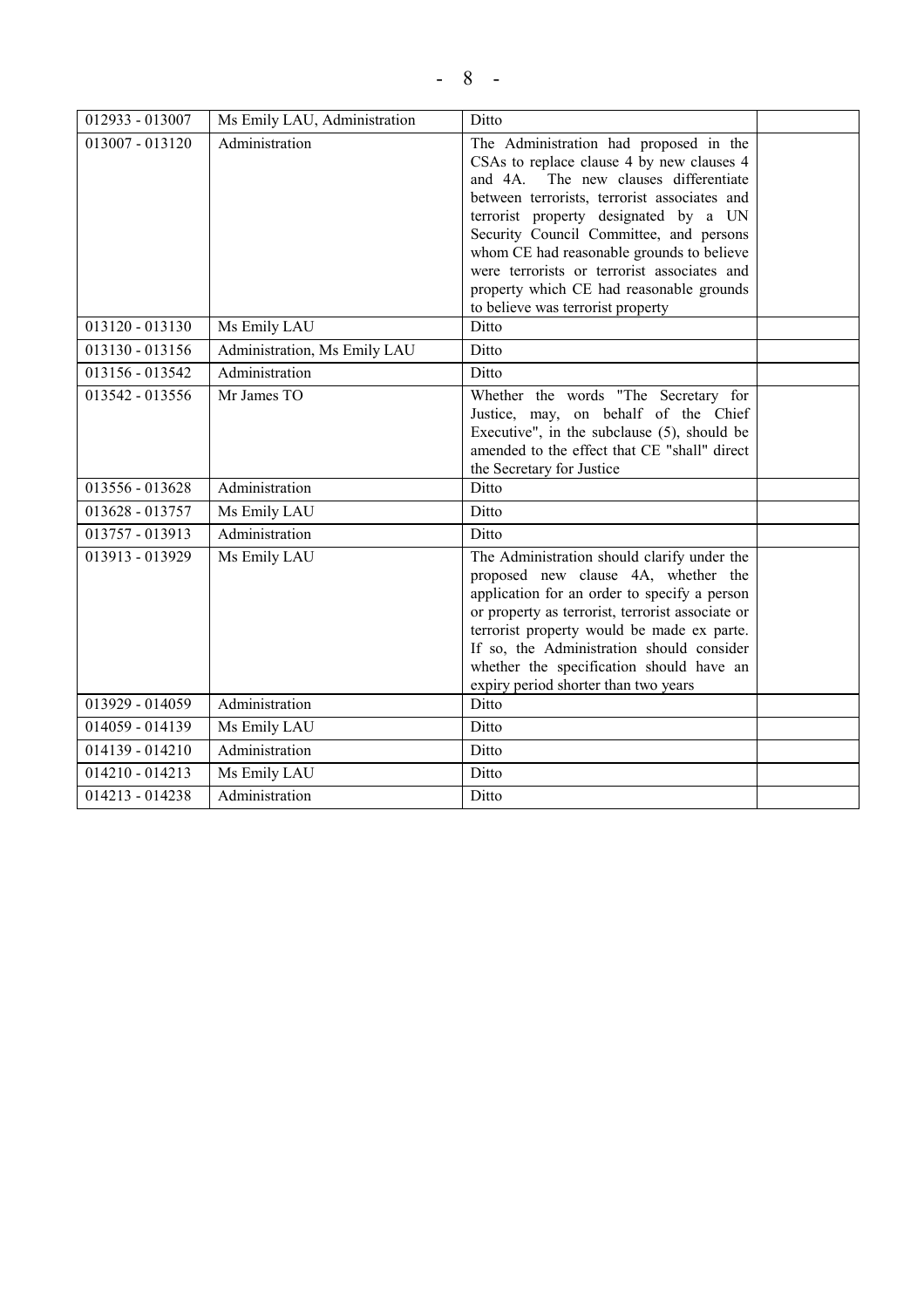| 012933 - 013007 | Ms Emily LAU, Administration | Ditto | |
|---|---|---|---|
| 013007 - 013120 | Administration | The Administration had proposed in the CSAs to replace clause 4 by new clauses 4 and 4A. The new clauses differentiate between terrorists, terrorist associates and terrorist property designated by a UN Security Council Committee, and persons whom CE had reasonable grounds to believe were terrorists or terrorist associates and property which CE had reasonable grounds to believe was terrorist property | |
| 013120 - 013130 | Ms Emily LAU | Ditto | |
| 013130 - 013156 | Administration, Ms Emily LAU | Ditto | |
| 013156 - 013542 | Administration | Ditto | |
| 013542 - 013556 | Mr James TO | Whether the words "The Secretary for Justice, may, on behalf of the Chief Executive", in the subclause (5), should be amended to the effect that CE "shall" direct the Secretary for Justice | |
| 013556 - 013628 | Administration | Ditto | |
| 013628 - 013757 | Ms Emily LAU | Ditto | |
| 013757 - 013913 | Administration | Ditto | |
| 013913 - 013929 | Ms Emily LAU | The Administration should clarify under the proposed new clause 4A, whether the application for an order to specify a person or property as terrorist, terrorist associate or terrorist property would be made ex parte. If so, the Administration should consider whether the specification should have an expiry period shorter than two years | |
| 013929 - 014059 | Administration | Ditto | |
| 014059 - 014139 | Ms Emily LAU | Ditto | |
| 014139 - 014210 | Administration | Ditto | |
| 014210 - 014213 | Ms Emily LAU | Ditto | |
| 014213 - 014238 | Administration | Ditto | |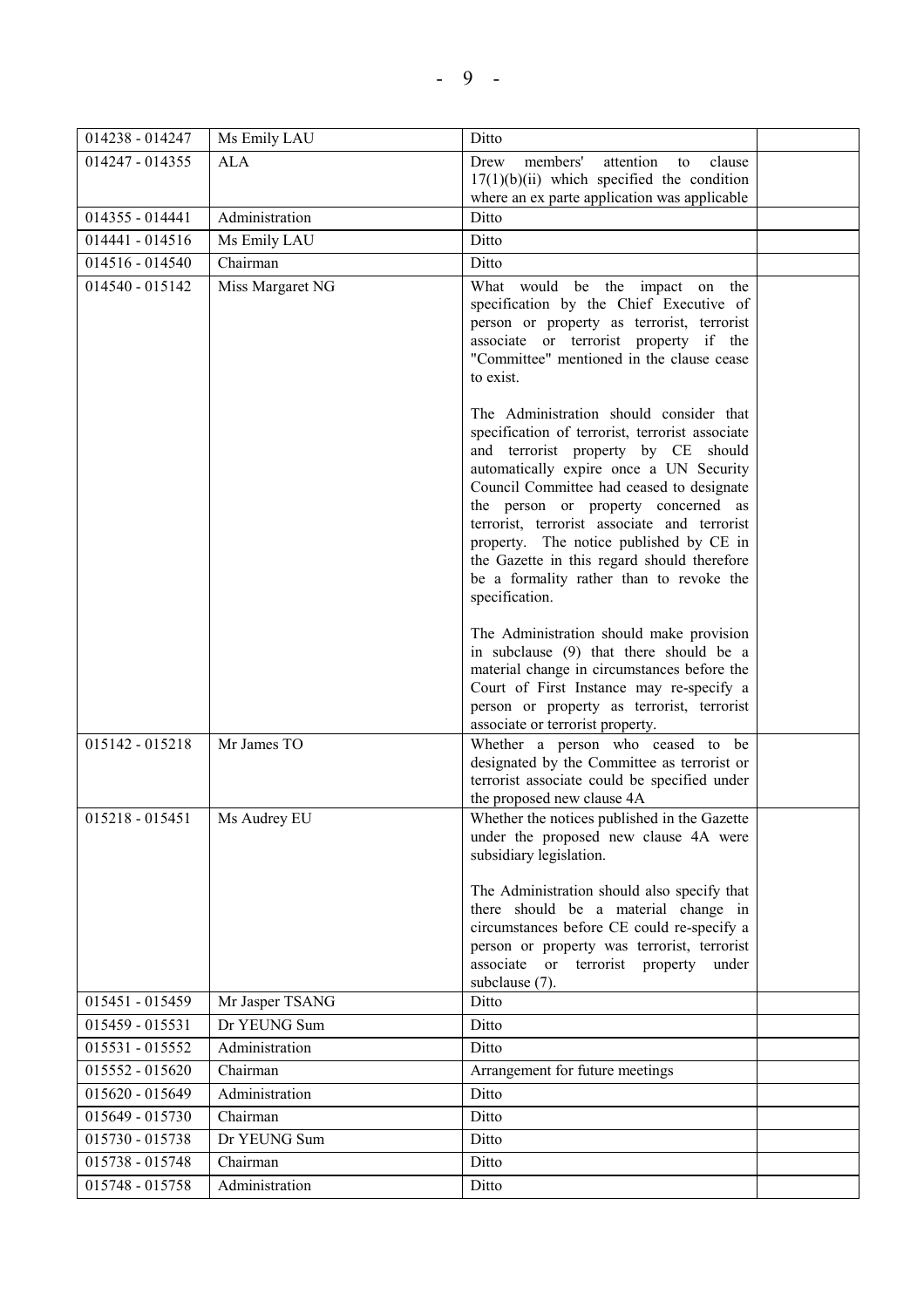| | | | |
|---|---|---|---|
| 014238 - 014247 | Ms Emily LAU | Ditto | |
| 014247 - 014355 | ALA | Drew members' attention to clause 17(1)(b)(ii) which specified the condition where an ex parte application was applicable | |
| 014355 - 014441 | Administration | Ditto | |
| 014441 - 014516 | Ms Emily LAU | Ditto | |
| 014516 - 014540 | Chairman | Ditto | |
| 014540 - 015142 | Miss Margaret NG | What would be the impact on the specification by the Chief Executive of person or property as terrorist, terrorist associate or terrorist property if the "Committee" mentioned in the clause cease to exist.<br><br>The Administration should consider that specification of terrorist, terrorist associate and terrorist property by CE should automatically expire once a UN Security Council Committee had ceased to designate the person or property concerned as terrorist, terrorist associate and terrorist property. The notice published by CE in the Gazette in this regard should therefore be a formality rather than to revoke the specification.<br><br>The Administration should make provision in subclause (9) that there should be a material change in circumstances before the Court of First Instance may re-specify a person or property as terrorist, terrorist associate or terrorist property. | |
| 015142 - 015218 | Mr James TO | Whether a person who ceased to be designated by the Committee as terrorist or terrorist associate could be specified under the proposed new clause 4A | |
| 015218 - 015451 | Ms Audrey EU | Whether the notices published in the Gazette under the proposed new clause 4A were subsidiary legislation.<br><br>The Administration should also specify that there should be a material change in circumstances before CE could re-specify a person or property was terrorist, terrorist associate or terrorist property under subclause (7). | |
| 015451 - 015459 | Mr Jasper TSANG | Ditto | |
| 015459 - 015531 | Dr YEUNG Sum | Ditto | |
| 015531 - 015552 | Administration | Ditto | |
| 015552 - 015620 | Chairman | Arrangement for future meetings | |
| 015620 - 015649 | Administration | Ditto | |
| 015649 - 015730 | Chairman | Ditto | |
| 015730 - 015738 | Dr YEUNG Sum | Ditto | |
| 015738 - 015748 | Chairman | Ditto | |
| 015748 - 015758 | Administration | Ditto | |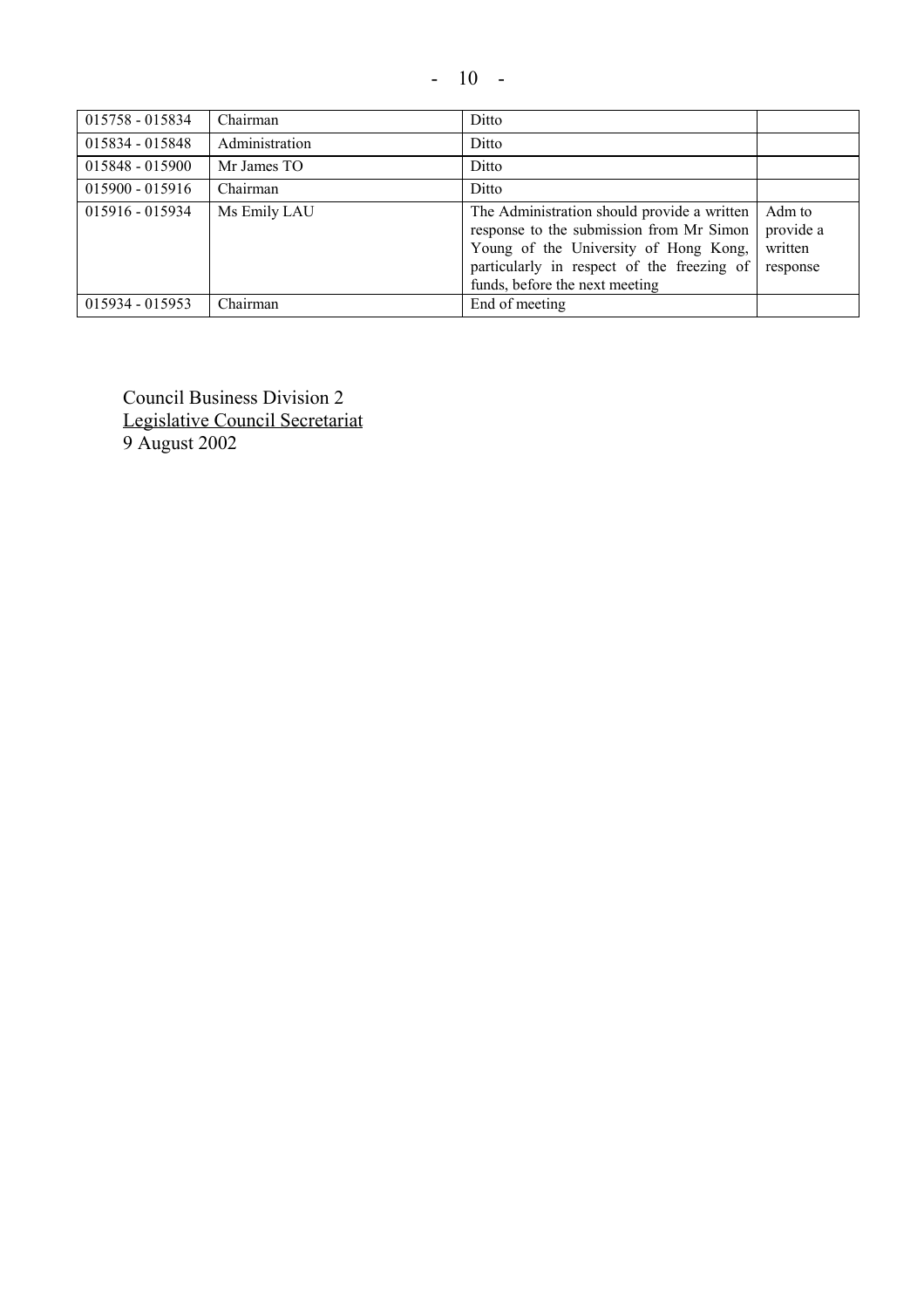| | | | |
|---|---|---|---|
| 015758 - 015834 | Chairman | Ditto | |
| 015834 - 015848 | Administration | Ditto | |
| 015848 - 015900 | Mr James TO | Ditto | |
| 015900 - 015916 | Chairman | Ditto | |
| 015916 - 015934 | Ms Emily LAU | The Administration should provide a written response to the submission from Mr Simon Young of the University of Hong Kong, particularly in respect of the freezing of funds, before the next meeting | Adm to provide a written response |
| 015934 - 015953 | Chairman | End of meeting | |

Council Business Division 2
Legislative Council Secretariat
9 August 2002